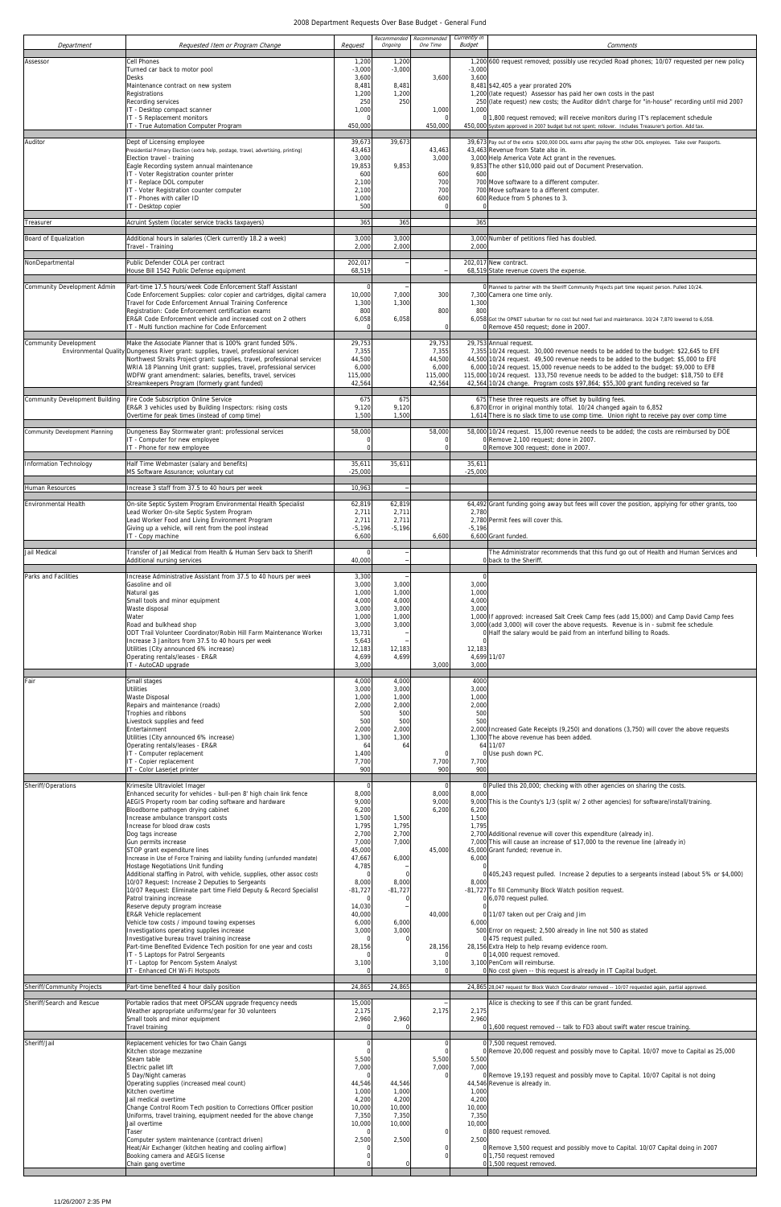# 2008 Department Requests Over Base Budget - General Fund

| Department | Requested Item or Program Change | Request | Recommended Ongoing | Recommended One Time | Currently in Budget | Comments |
|---|---|---|---|---|---|---|
| Assessor | Cell Phones | 1,200 | 1,200 | | 1,200 | 600 request removed; possibly use recycled Road phones; 10/07 requested per new policy |
| | Turned car back to motor pool | -3,000 | -3,000 | | -3,000 | |
| | Desks | 3,600 | | 3,600 | 3,600 | |
| | Maintenance contract on new system | 8,481 | 8,481 | | 8,481 | $42,405 a year prorated 20% |
| | Registrations | 1,200 | 1,200 | | 1,200 | (late request) Assessor has paid her own costs in the past |
| | Recording services | 250 | 250 | | 250 | (late request) new costs; the Auditor didn't charge for "in-house" recording until mid 2007 |
| | IT - Desktop compact scanner | 1,000 | | 1,000 | 1,000 | |
| | IT - 5 Replacement monitors | 0 | | 0 | 0 | 1,800 request removed; will receive monitors during IT's replacement schedule |
| | IT - True Automation Computer Program | 450,000 | | 450,000 | 450,000 | System approved in 2007 budget but not spent; rollover. Includes Treasurer's portion. Add tax. |
| Auditor | Dept of Licensing employee | 39,673 | 39,673 | | 39,673 | Pay out of the extra $200,000 DOL earns after paying the other DOL employees. Take over Passports. |
| | Presidential Primary Election (extra help, postage, travel, advertising, printing) | 43,463 | | 43,463 | 43,463 | Revenue from State also in. |
| | Election travel - training | 3,000 | | 3,000 | 3,000 | Help America Vote Act grant in the revenues. |
| | Eagle Recording system annual maintenance | 19,853 | 9,853 | | 9,853 | The other $10,000 paid out of Document Preservation. |
| | IT - Voter Registration counter printer | 600 | | 600 | 600 | |
| | IT - Replace DOL computer | 2,100 | | 700 | 700 | Move software to a different computer. |
| | IT - Voter Registration counter computer | 2,100 | | 700 | 700 | Move software to a different computer. |
| | IT - Phones with caller ID | 1,000 | | 600 | 600 | Reduce from 5 phones to 3. |
| | IT - Desktop copier | 500 | | 0 | 0 | |
| Treasurer | Acruint System (locater service tracks taxpayers) | 365 | 365 | | 365 | |
| Board of Equalization | Additional hours in salaries (Clerk currently 18.2 a week) | 3,000 | 3,000 | | 3,000 | Number of petitions filed has doubled. |
| | Travel - Training | 2,000 | 2,000 | | 2,000 | |
| NonDepartmental | Public Defender COLA per contract | 202,017 | – | | 202,017 | New contract. |
| | House Bill 1542 Public Defense equipment | 68,519 | | – | 68,519 | State revenue covers the expense. |
| Community Development Admin | Part-time 17.5 hours/week Code Enforcement Staff Assistant | 0 | – | | 0 | Planned to partner with the Sheriff Community Projects part time request person. Pulled 10/24. |
| | Code Enforcement Supplies: color copier and cartridges, digital camera | 10,000 | 7,000 | 300 | 7,300 | Camera one time only. |
| | Travel for Code Enforcement Annual Training Conference | 1,300 | 1,300 | | 1,300 | |
| | Registration: Code Enforcement certification exams | 800 | | 800 | 800 | |
| | ER&R Code Enforcement vehicle and increased cost on 2 others | 6,058 | 6,058 | | 6,058 | Got the OPNET suburban for no cost but need fuel and maintenance. 10/24 7,870 lowered to 6,058. |
| | IT - Multi function machine for Code Enforcement | 0 | | 0 | 0 | Remove 450 request; done in 2007. |
| Community Development | Make the Associate Planner that is 100% grant funded 50%. | 29,753 | | 29,753 | 29,753 | Annual request. |
| Environmental Quality | Dungeness River grant: supplies, travel, professional services | 7,355 | | 7,355 | 7,355 | 10/24 request. 30,000 revenue needs to be added to the budget: $22,645 to EFE |
| | Northwest Straits Project grant: supplies, travel, professional services | 44,500 | | 44,500 | 44,500 | 10/24 request. 49,500 revenue needs to be added to the budget: $5,000 to EFE |
| | WRIA 18 Planning Unit grant: supplies, travel, professional services | 6,000 | | 6,000 | 6,000 | 10/24 request. 15,000 revenue needs to be added to the budget: $9,000 to EFE |
| | WDFW grant amendment: salaries, benefits, travel, services | 115,000 | | 115,000 | 115,000 | 10/24 request. 133,750 revenue needs to be added to the budget: $18,750 to EFE |
| | Streamkeepers Program (formerly grant funded) | 42,564 | | 42,564 | 42,564 | 10/24 change. Program costs $97,864; $55,300 grant funding received so far |
| Community Development Building | Fire Code Subscription Online Service | 675 | 675 | | 675 | These three requests are offset by building fees. |
| | ER&R 3 vehicles used by Building Inspectors: rising costs | 9,120 | 9,120 | | 6,870 | Error in original monthly total. 10/24 changed again to 6,852 |
| | Overtime for peak times (instead of comp time) | 1,500 | 1,500 | | 1,614 | There is no slack time to use comp time. Union right to receive pay over comp time |
| Community Development Planning | Dungeness Bay Stormwater grant: professional services | 58,000 | | 58,000 | 58,000 | 10/24 request. 15,000 revenue needs to be added; the costs are reimbursed by DOE |
| | IT - Computer for new employee | 0 | | 0 | 0 | Remove 2,100 request; done in 2007. |
| | IT - Phone for new employee | 0 | | 0 | 0 | Remove 300 request; done in 2007. |
| Information Technology | Half Time Webmaster (salary and benefits) | 35,611 | 35,611 | | 35,611 | |
| | MS Software Assurance; voluntary cut | -25,000 | | | -25,000 | |
| Human Resources | Increase 3 staff from 37.5 to 40 hours per week | 10,963 | – | | | |
| Environmental Health | On-site Septic System Program Environmental Health Specialist | 62,819 | 62,819 | | 64,492 | Grant funding going away but fees will cover the position, applying for other grants, too |
| | Lead Worker On-site Septic System Program | 2,711 | 2,711 | | 2,780 | |
| | Lead Worker Food and Living Environment Program | 2,711 | 2,711 | | 2,780 | Permit fees will cover this. |
| | Giving up a vehicle, will rent from the pool instead | -5,196 | -5,196 | | -5,196 | |
| | IT - Copy machine | 6,600 | | 6,600 | 6,600 | Grant funded. |
| Jail Medical | Transfer of Jail Medical from Health & Human Serv back to Sheriff | 0 | – | | | The Administrator recommends that this fund go out of Health and Human Services and back to the Sheriff. |
| | Additional nursing services | 40,000 | – | | 0 | |
| Parks and Facilities | Increase Administrative Assistant from 37.5 to 40 hours per week | 3,300 | – | | 0 | |
| | Gasoline and oil | 3,000 | 3,000 | | 3,000 | |
| | Natural gas | 1,000 | 1,000 | | 1,000 | |
| | Small tools and minor equipment | 4,000 | 4,000 | | 4,000 | |
| | Waste disposal | 3,000 | 3,000 | | 3,000 | |
| | Water | 1,000 | 1,000 | | 1,000 | If approved: increased Salt Creek Camp fees (add 15,000) and Camp David Camp fees |
| | Road and bulkhead shop | 3,000 | 3,000 | | 3,000 | (add 3,000) will cover the above requests. Revenue is in - submit fee schedule. |
| | ODT Trail Volunteer Coordinator/Robin Hill Farm Maintenance Worker | 13,731 | – | | 0 | Half the salary would be paid from an interfund billing to Roads. |
| | Increase 3 Janitors from 37.5 to 40 hours per week | 5,643 | – | | 0 | |
| | Utilities (City announced 6% increase) | 12,183 | 12,183 | | 12,183 | |
| | Operating rentals/leases - ER&R | 4,699 | 4,699 | | 4,699 | 11/07 |
| | IT - AutoCAD upgrade | 3,000 | | 3,000 | 3,000 | |
| Fair | Small stages | 4,000 | 4,000 | | 4000 | |
| | Utilities | 3,000 | 3,000 | | 3,000 | |
| | Waste Disposal | 1,000 | 1,000 | | 1,000 | |
| | Repairs and maintenance (roads) | 2,000 | 2,000 | | 2,000 | |
| | Trophies and ribbons | 500 | 500 | | 500 | |
| | Livestock supplies and feed | 500 | 500 | | 500 | |
| | Entertainment | 2,000 | 2,000 | | 2,000 | Increased Gate Receipts (9,250) and donations (3,750) will cover the above requests |
| | Utilities (City announced 6% increase) | 1,300 | 1,300 | | 1,300 | The above revenue has been added. |
| | Operating rentals/leases - ER&R | 64 | 64 | | 64 | 11/07 |
| | IT - Computer replacement | 1,400 | | 0 | 0 | Use push down PC. |
| | IT - Copier replacement | 7,700 | | 7,700 | 7,700 | |
| | IT - Color Laserjet printer | 900 | | 900 | 900 | |
| Sheriff/Operations | Krimesite Ultraviolet Imager | 0 | | 0 | 0 | Pulled this 20,000; checking with other agencies on sharing the costs. |
| | Enhanced security for vehicles - bull-pen 8' high chain link fence | 8,000 | | 8,000 | 8,000 | |
| | AEGIS Property room bar coding software and hardware | 9,000 | | 9,000 | 9,000 | This is the County's 1/3 (split w/ 2 other agencies) for software/install/training. |
| | Bloodborne pathogen drying cabinet | 6,200 | | 6,200 | 6,200 | |
| | Increase ambulance transport costs | 1,500 | 1,500 | | 1,500 | |
| | Increase for blood draw costs | 1,795 | 1,795 | | 1,795 | |
| | Dog tags increase | 2,700 | 2,700 | | 2,700 | Additional revenue will cover this expenditure (already in). |
| | Gun permits increase | 7,000 | 7,000 | | 7,000 | This will cause an increase of $17,000 to the revenue line (already in) |
| | STOP grant expenditure lines | 45,000 | | 45,000 | 45,000 | Grant funded; revenue in. |
| | Increase in Use of Force Training and liability funding (unfunded mandate) | 47,667 | 6,000 | | 6,000 | |
| | Hostage Negotiations Unit funding | 4,785 | – | | 0 | |
| | Additional staffing in Patrol, with vehicle, supplies, other assoc costs | 0 | 0 | | 0 | 405,243 request pulled. Increase 2 deputies to a sergeants instead (about 5% or $4,000) |
| | 10/07 Request: Increase 2 Deputies to Sergeants | 8,000 | 8,000 | | 8,000 | |
| | 10/07 Request: Eliminate part time Field Deputy & Record Specialist | -81,727 | -81,727 | | -81,727 | To fill Community Block Watch position request. |
| | Patrol training increase | 0 | 0 | | 0 | 6,070 request pulled. |
| | Reserve deputy program increase | 14,030 | – | | 0 | |
| | ER&R Vehicle replacement | 40,000 | | 40,000 | 0 | 11/07 taken out per Craig and Jim |
| | Vehicle tow costs / impound towing expenses | 6,000 | 6,000 | | 6,000 | |
| | Investigations operating supplies increase | 3,000 | 3,000 | | 500 | Error on request; 2,500 already in line not 500 as stated |
| | Investigative bureau travel training increase | 0 | 0 | | 0 | 475 request pulled. |
| | Part-time Benefited Evidence Tech position for one year and costs | 28,156 | | 28,156 | 28,156 | Extra Help to help revamp evidence room. |
| | IT - 5 Laptops for Patrol Sergeants | 0 | | 0 | 0 | 14,000 request removed. |
| | IT - Laptop for Pencom System Analyst | 3,100 | | 3,100 | 3,100 | PenCom will reimburse. |
| | IT - Enhanced CH Wi-Fi Hotspots | 0 | | 0 | 0 | No cost given -- this request is already in IT Capital budget. |
| Sheriff/Community Projects | Part-time benefited 4 hour daily position | 24,865 | 24,865 | | 24,865 | 28,047 request for Block Watch Coordinator removed -- 10/07 requested again, partial approved. |
| Sheriff/Search and Rescue | Portable radios that meet OPSCAN upgrade frequency needs | 15,000 | | – | | Alice is checking to see if this can be grant funded. |
| | Weather appropriate uniforms/gear for 30 volunteers | 2,175 | | 2,175 | 2,175 | |
| | Small tools and minor equipment | 2,960 | 2,960 | | 2,960 | |
| | Travel training | 0 | 0 | | 0 | 1,600 request removed -- talk to FD3 about swift water rescue training. |
| Sheriff/Jail | Replacement vehicles for two Chain Gangs | 0 | | 0 | 0 | 7,500 request removed. |
| | Kitchen storage mezzanine | 0 | | 0 | 0 | Remove 20,000 request and possibly move to Capital. 10/07 move to Capital as 25,000 |
| | Steam table | 5,500 | | 5,500 | 5,500 | |
| | Electric pallet lift | 7,000 | | 7,000 | 7,000 | |
| | 5 Day/Night cameras | 0 | | 0 | 0 | Remove 19,193 request and possibly move to Capital. 10/07 Capital is not doing |
| | Operating supplies (increased meal count) | 44,546 | 44,546 | | 44,546 | Revenue is already in. |
| | Kitchen overtime | 1,000 | 1,000 | | 1,000 | |
| | Jail medical overtime | 4,200 | 4,200 | | 4,200 | |
| | Change Control Room Tech position to Corrections Officer position | 10,000 | 10,000 | | 10,000 | |
| | Uniforms, travel training, equipment needed for the above change | 7,350 | 7,350 | | 7,350 | |
| | Jail overtime | 10,000 | 10,000 | | 10,000 | |
| | Taser | 0 | | 0 | 0 | 800 request removed. |
| | Computer system maintenance (contract driven) | 2,500 | 2,500 | | 2,500 | |
| | Heat/Air Exchanger (kitchen heating and cooling airflow) | 0 | | 0 | 0 | Remove 3,500 request and possibly move to Capital. 10/07 Capital doing in 2007 |
| | Booking camera and AEGIS license | 0 | | 0 | 0 | 1,750 request removed |
| | Chain gang overtime | 0 | 0 | | 0 | 1,500 request removed. |

11/26/2007 2:35 PM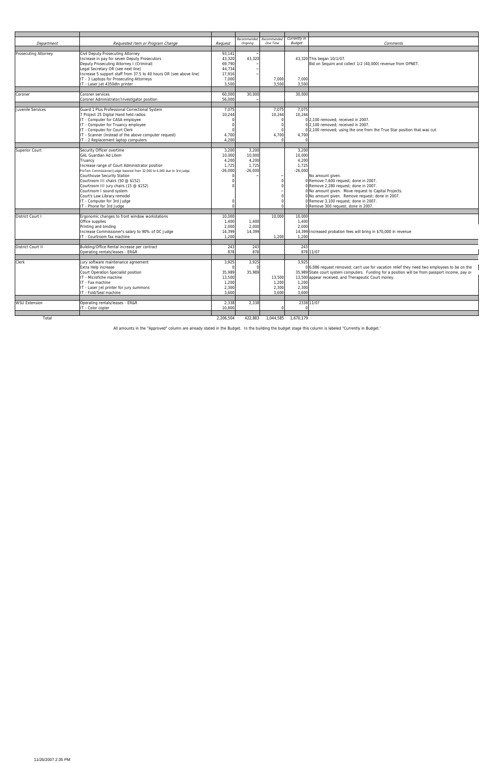| Department | Requested Item or Program Change | Request | Recommended Ongoing | Recommended One Time | Currently in Budget | Comments |
|---|---|---|---|---|---|---|
| Prosecuting Attorney | Civil Deputy Prosecuting Attorney | 93,141 | – | | | |
| | Increase in pay for seven Deputy Prosecutors | 43,320 | 43,320 | | 43,320 | This began 10/1/07. |
| | Deputy Prosecuting Attorney I (Criminal) | 69,790 | – | | | Bid on Sequim and collect 1/2 (40,000) revenue from OPNET. |
| | Legal Secretary OR (see next line) | 44,734 | – | | | |
| | Increase 5 support staff from 37.5 to 40 hours OR (see above line) | 17,916 | – | | | |
| | IT - 3 Laptops for Prosecuting Attorneys | 7,000 | | 7,000 | 7,000 | |
| | IT - Laser Jet 4350dtn printer | 3,500 | | 3,500 | 3,500 | |
| Coroner | Coroner services | 60,000 | 30,000 | | 30,000 | |
| | Coroner Administrator/Investigator position | 56,000 | – | | | |
| Juvenile Services | Guard 1 Plus Professional Correctional System | 7,075 | | 7,075 | 7,075 | |
| | 7 Project 25 Digital Hand held radios | 10,244 | | 10,244 | 10,244 | |
| | IT - Computer for CASA employee | 0 | | 0 | 0 | 2,100 removed; received in 2007. |
| | IT - Computer for Truancy employee | 0 | | 0 | 0 | 2,100 removed; received in 2007. |
| | IT - Computer for Court Clerk | 0 | | 0 | 0 | 2,100 removed; using the one from the True Star position that was cut. |
| | IT - Scanner (instead of the above computer request) | 4,700 | | 4,700 | 4,700 | |
| | IT - 2 Replacement laptop computers | 4,200 | | 0 | 0 | |
| Superior Court | Security Officer overtime | 3,200 | 3,200 | | 3,200 | |
| | GAL Guardian Ad Litem | 10,000 | 10,000 | | 10,000 | |
| | Truancy | 4,200 | 4,200 | | 4,200 | |
| | Increase range of Court Administrator position | 1,725 | 1,725 | | 1,725 | |
| | ProTem Commissioner/Judge lowered from 32,000 to 6,000 due to 3rd judge | -26,000 | -26,000 | | -26,000 | |
| | Courthouse Security Station | 0 | – | – | | No amount given. |
| | Courtroom III chairs (50 @ $152) | 0 | | 0 | 0 | Remove 7,600 request; done in 2007. |
| | Courtroom III jury chairs (15 @ $152) | 0 | | 0 | 0 | Remove 2,280 request; done in 2007. |
| | Courtroom I sound system | | | – | 0 | No amount given. Move request to Capital Projects. |
| | Court's Law Library remodel | | | 0 | 0 | No amount given. Remove request; done in 2007. |
| | IT - Computer for 3rd Judge | 0 | | 0 | 0 | Remove 3,100 request; done in 2007. |
| | IT - Phone for 3rd Judge | 0 | | 0 | 0 | Remove 300 request; done in 2007. |
| District Court I | Ergonomic changes to front window workstations | 10,000 | | 10,000 | 10,000 | |
| | Office supplies | 1,400 | 1,400 | | 1,400 | |
| | Printing and binding | 2,000 | 2,000 | | 2,000 | |
| | Increase Commissioner's salary to 90% of DC Judge | 14,399 | 14,399 | | 14,399 | Increased probation fees will bring in $70,000 in revenue |
| | IT - Courtroom fax machine | 1,200 | | 1,200 | 1,200 | |
| District Court II | Building/Office Rental increase per contract | 243 | 243 | | 243 | |
| | Operating rentals/leases - ER&R | 878 | 878 | | 878 | 11/07 |
| Clerk | Jury software maintenance agreement | 3,925 | 3,925 | | 3,925 | |
| | Extra Help increase | 0 | 0 | | 0 | 6,086 request removed; can't use for vacation relief they need two employees to be on the |
| | Court Operation Specialist position | 35,989 | 35,989 | | 35,989 | State court system computers. Funding for a position will be from passport income, pay or |
| | IT - Microfiche machine | 13,500 | | 13,500 | 13,500 | appear received, and Therapeutic Court money. |
| | IT - Fax machine | 1,200 | | 1,200 | 1,200 | |
| | IT - Laser Jet printer for jury summons | 2,300 | | 2,300 | 2,300 | |
| | IT - Fold/Seal machine | 3,600 | | 3,600 | 3,600 | |
| WSU Extension | Operating rentals/leases - ER&R | 2,338 | 2,338 | | 2338 | 11/07 |
| | IT - Color copier | 10,800 | | 0 | 0 | |
| Total | | 2,206,504 | 422,883 | 1,044,585 | 1,670,179 | |

All amounts in the "Approved" column are already stated in the Budget. In the building the budget stage this column is labeled "Currently in Budget."

11/26/2007 2:35 PM